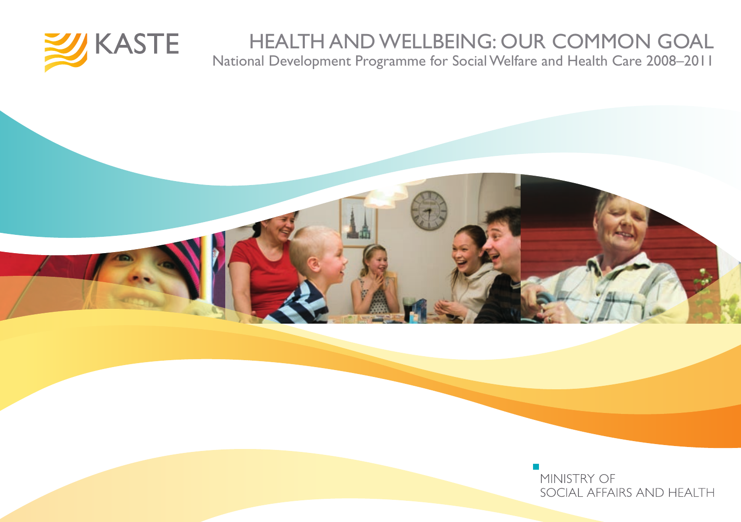KASTE

# HEALTH AND WELLBEING: OUR COMMON GOAL

National Development Programme for Social Welfare and Health Care 2008–2011

MINISTRY OF
SOCIAL AFFAIRS AND HEALTH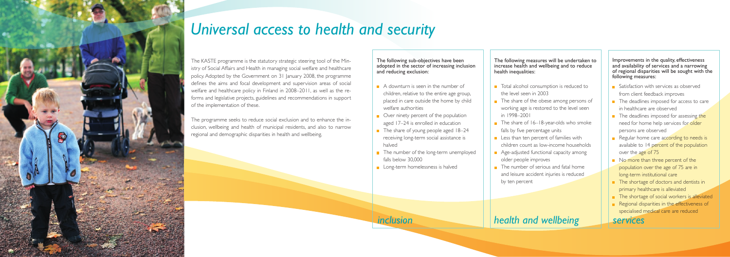# *Universal access to health and security*

The KASTE programme is the statutory strategic steering tool of the Ministry of Social Affairs and Health in managing social welfare and healthcare policy. Adopted by the Government on 31 January 2008, the programme defines the aims and focal development and supervision areas of social welfare and healthcare policy in Finland in 2008–2011, as well as the reforms and legislative projects, guidelines and recommendations in support of the implementation of these.

The programme seeks to reduce social exclusion and to enhance the inclusion, wellbeing and health of municipal residents, and also to narrow regional and demographic disparities in health and wellbeing.

## *inclusion*

The following sub-objectives have been adopted in the sector of increasing inclusion and reducing exclusion:

- A downturn is seen in the number of children, relative to the entire age group, placed in care outside the home by child welfare authorities
- Over ninety percent of the population aged 17–24 is enrolled in education
- The share of young people aged 18–24 receiving long-term social assistance is halved
- The number of the long-term unemployed falls below 30,000
- Long-term homelessness is halved

## *health and wellbeing*

The following measures will be undertaken to increase health and wellbeing and to reduce health inequalities:

- Total alcohol consumption is reduced to the level seen in 2003
- The share of the obese among persons of working age is restored to the level seen in 1998–2001
- The share of 16–18-year-olds who smoke falls by five percentage units
- Less than ten percent of families with children count as low-income households
- Age-adjusted functional capacity among older people improves
- The number of serious and fatal home and leisure accident injuries is reduced by ten percent

## *services*

Improvements in the quality, effectiveness and availability of services and a narrowing of regional disparities will be sought with the following measures:

- Satisfaction with services as observed from client feedback improves
- The deadlines imposed for access to care in healthcare are observed
- The deadlines imposed for assessing the need for home help services for older persons are observed
- Regular home care according to needs is available to 14 percent of the population over the age of 75
- No more than three percent of the population over the age of 75 are in long-term institutional care
- The shortage of doctors and dentists in primary healthcare is alleviated
- The shortage of social workers is alleviated
- Regional disparities in the effectiveness of specialised medical care are reduced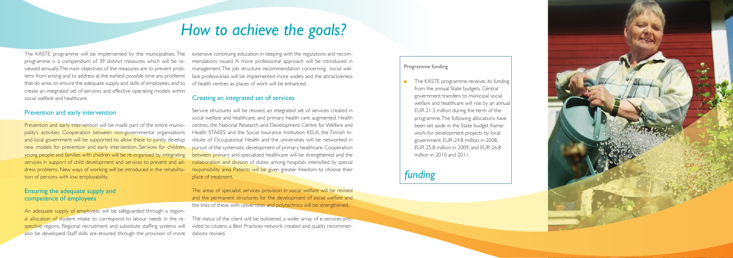# How to achieve the goals?

The KASTE programme will be implemented by the municipalities. The programme is a compendium of 39 distinct measures which will be reviewed annually. The main objectives of the measures are to prevent problems from arising and to address at the earliest possible time any problems that do arise, to ensure the adequate supply and skills of employees, and to create an integrated set of services and effective operating models within social welfare and healthcare.

## Prevention and early intervention

Prevention and early intervention will be made part of the entire municipality's activities. Cooperation between non-governmental organisations and local government will be supported to allow these to jointly develop new models for prevention and early intervention. Services for children, young people and families with children will be re-organised by integrating services in support of child development and services to prevent and address problems. New ways of working will be introduced in the rehabilitation of persons with low employability.

## Ensuring the adequate supply and competence of employees

An adequate supply of employees will be safeguarded through a regional allocation of student intake to correspond to labour needs in the respective regions. Regional recruitment and substitute staffing systems will also be developed. Staff skills are ensured through the provision of more extensive continuing education in keeping with the regulations and recommendations issued. A more professional approach will be introduced in management. The job structure recommendation concerning social welfare professionals will be implemented more widely and the attractiveness of health centres as places of work will be enhanced.

## Creating an integrated set of services

Service structures will be revised, an integrated set of services created in social welfare and healthcare, and primary health care augmented. Health centres, the National Research and Development Centre for Welfare and Health STAKES and the Social Insurance Institution KELA, the Finnish Institute of Occupational Health and the universities will be networked in pursuit of the systematic development of primary healthcare. Cooperation between primary and specialised healthcare will be strengthened and the collaboration and division of duties among hospitals intensified by special responsibility area. Patients will be given greater freedom to choose their place of treatment.

The areas of specialist services provision in social welfare will be revised and the permanent structures for the development of social welfare and the links of these with universities and polytechnics will be strengthened.

The status of the client will be bolstered, a wider array of e-services provided to citizens, a Best Practices network created and quality recommendations revised.

### Programme funding

- The KASTE programme receives its funding from the annual State budgets. Central government transfers to municipal social welfare and healthcare will rise by an annual EUR 21.3 million during the term of the programme. The following allocations have been set aside in the State budget framework for development projects by local government: EUR 24.8 million in 2008, EUR 25.8 million in 2009, and EUR 26.8 million in 2010 and 2011.

*funding*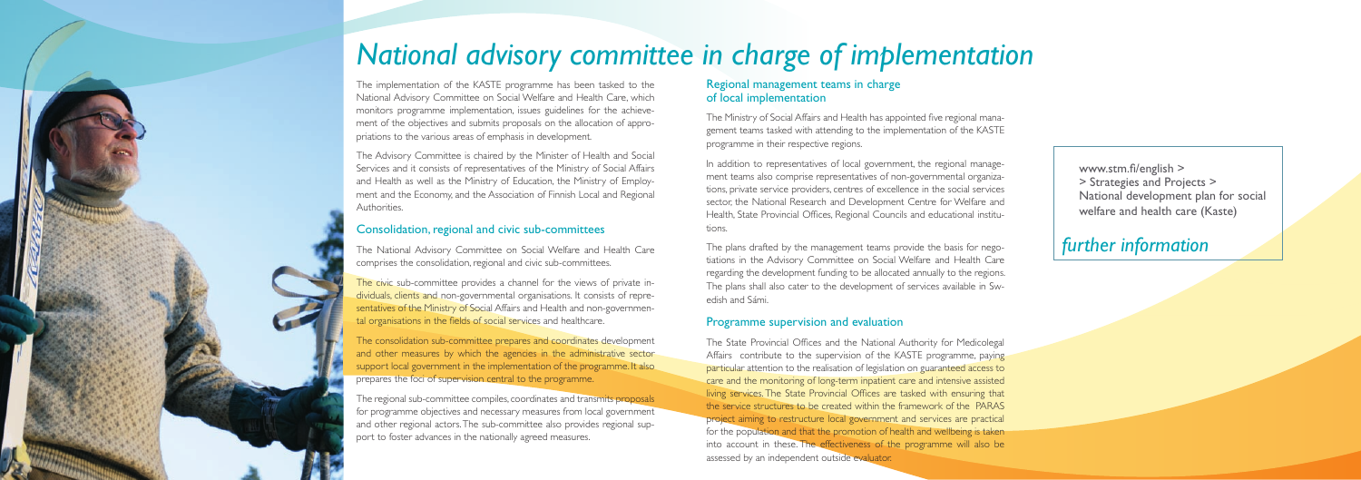# *National advisory committee in charge of implementation*

The implementation of the KASTE programme has been tasked to the National Advisory Committee on Social Welfare and Health Care, which monitors programme implementation, issues guidelines for the achievement of the objectives and submits proposals on the allocation of appropriations to the various areas of emphasis in development.

The Advisory Committee is chaired by the Minister of Health and Social Services and it consists of representatives of the Ministry of Social Affairs and Health as well as the Ministry of Education, the Ministry of Employment and the Economy, and the Association of Finnish Local and Regional Authorities.

## Consolidation, regional and civic sub-committees

The National Advisory Committee on Social Welfare and Health Care comprises the consolidation, regional and civic sub-committees.

The civic sub-committee provides a channel for the views of private individuals, clients and non-governmental organisations. It consists of representatives of the Ministry of Social Affairs and Health and non-governmental organisations in the fields of social services and healthcare.

The consolidation sub-committee prepares and coordinates development and other measures by which the agencies in the administrative sector support local government in the implementation of the programme. It also prepares the foci of supervision central to the programme.

The regional sub-committee compiles, coordinates and transmits proposals for programme objectives and necessary measures from local government and other regional actors. The sub-committee also provides regional support to foster advances in the nationally agreed measures.

## Regional management teams in charge of local implementation

The Ministry of Social Affairs and Health has appointed five regional management teams tasked with attending to the implementation of the KASTE programme in their respective regions.

In addition to representatives of local government, the regional management teams also comprise representatives of non-governmental organizations, private service providers, centres of excellence in the social services sector, the National Research and Development Centre for Welfare and Health, State Provincial Offices, Regional Councils and educational institutions.

The plans drafted by the management teams provide the basis for negotiations in the Advisory Committee on Social Welfare and Health Care regarding the development funding to be allocated annually to the regions. The plans shall also cater to the development of services available in Swedish and Sámi.

## Programme supervision and evaluation

The State Provincial Offices and the National Authority for Medicolegal Affairs contribute to the supervision of the KASTE programme, paying particular attention to the realisation of legislation on guaranteed access to care and the monitoring of long-term inpatient care and intensive assisted living services. The State Provincial Offices are tasked with ensuring that the service structures to be created within the framework of the PARAS project aiming to restructure local government and services are practical for the population and that the promotion of health and wellbeing is taken into account in these. The effectiveness of the programme will also be assessed by an independent outside evaluator.

www.stm.fi/english >
> Strategies and Projects >
National development plan for social welfare and health care (Kaste)

## *further information*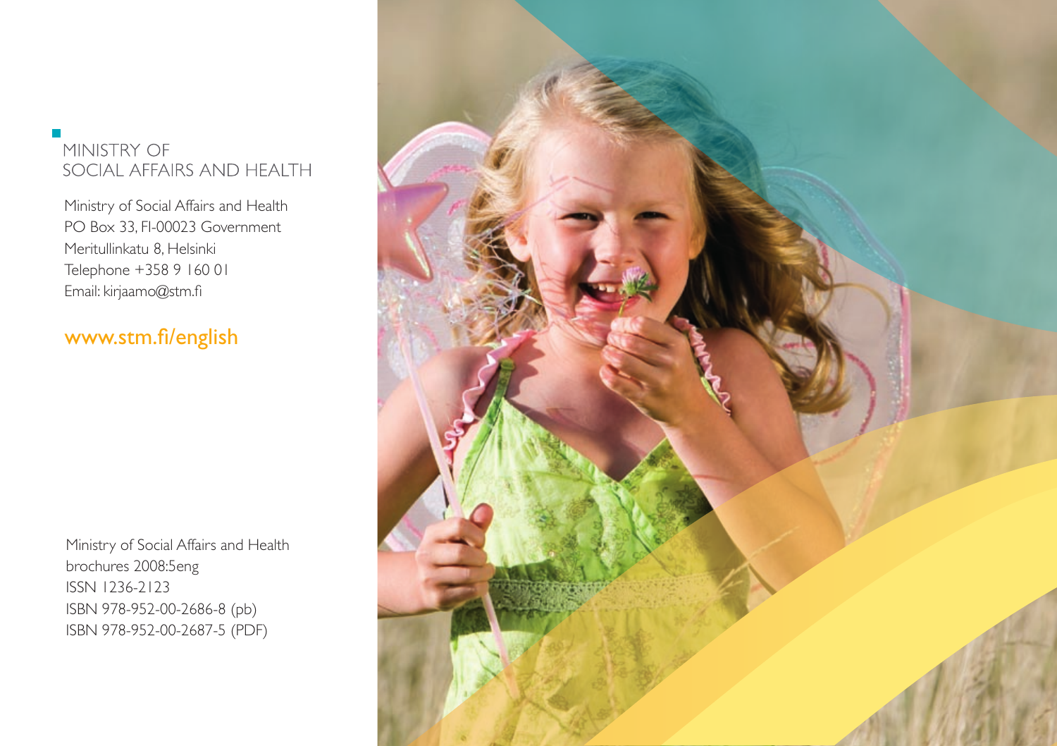MINISTRY OF
SOCIAL AFFAIRS AND HEALTH

Ministry of Social Affairs and Health
PO Box 33, FI-00023 Government
Meritullinkatu 8, Helsinki
Telephone +358 9 160 01
Email: kirjaamo@stm.fi

www.stm.fi/english

Ministry of Social Affairs and Health
brochures 2008:5eng
ISSN 1236-2123
ISBN 978-952-00-2686-8 (pb)
ISBN 978-952-00-2687-5 (PDF)